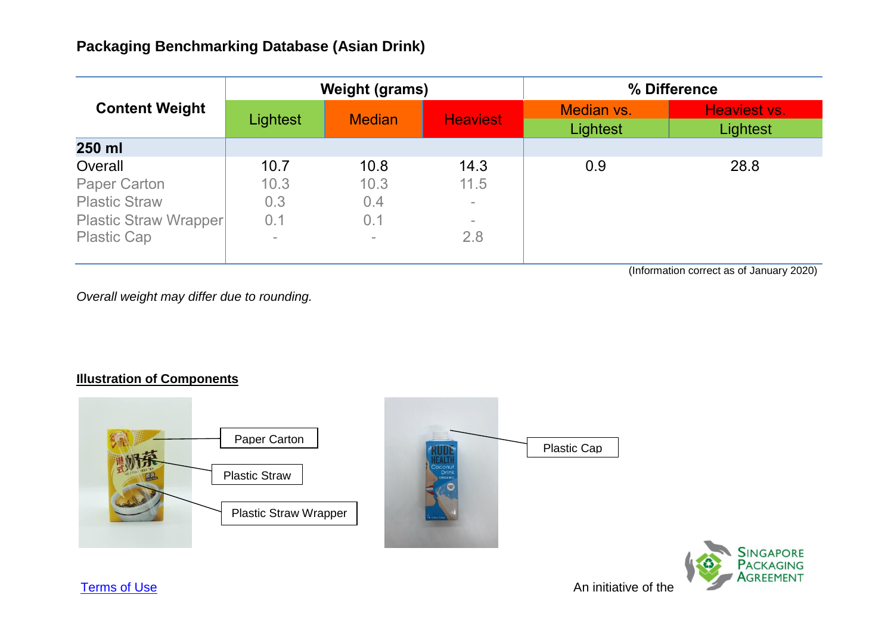## Packaging Benchmarking Database (Asian Drink)

| Content Weight | Weight (grams) | | | % Difference | |
|---|---|---|---|---|---|
| | Lightest | Median | Heaviest | Median vs. Lightest | Heaviest vs. Lightest |
| **250 ml** | | | | | |
| Overall | 10.7 | 10.8 | 14.3 | 0.9 | 28.8 |
| Paper Carton | 10.3 | 10.3 | 11.5 | | |
| Plastic Straw | 0.3 | 0.4 | - | | |
| Plastic Straw Wrapper | 0.1 | 0.1 | - | | |
| Plastic Cap | - | - | 2.8 | | |

(Information correct as of January 2020)

*Overall weight may differ due to rounding.*

**Illustration of Components**

Paper Carton

Plastic Straw

Plastic Straw Wrapper

Plastic Cap

Terms of Use

An initiative of the Singapore Packaging Agreement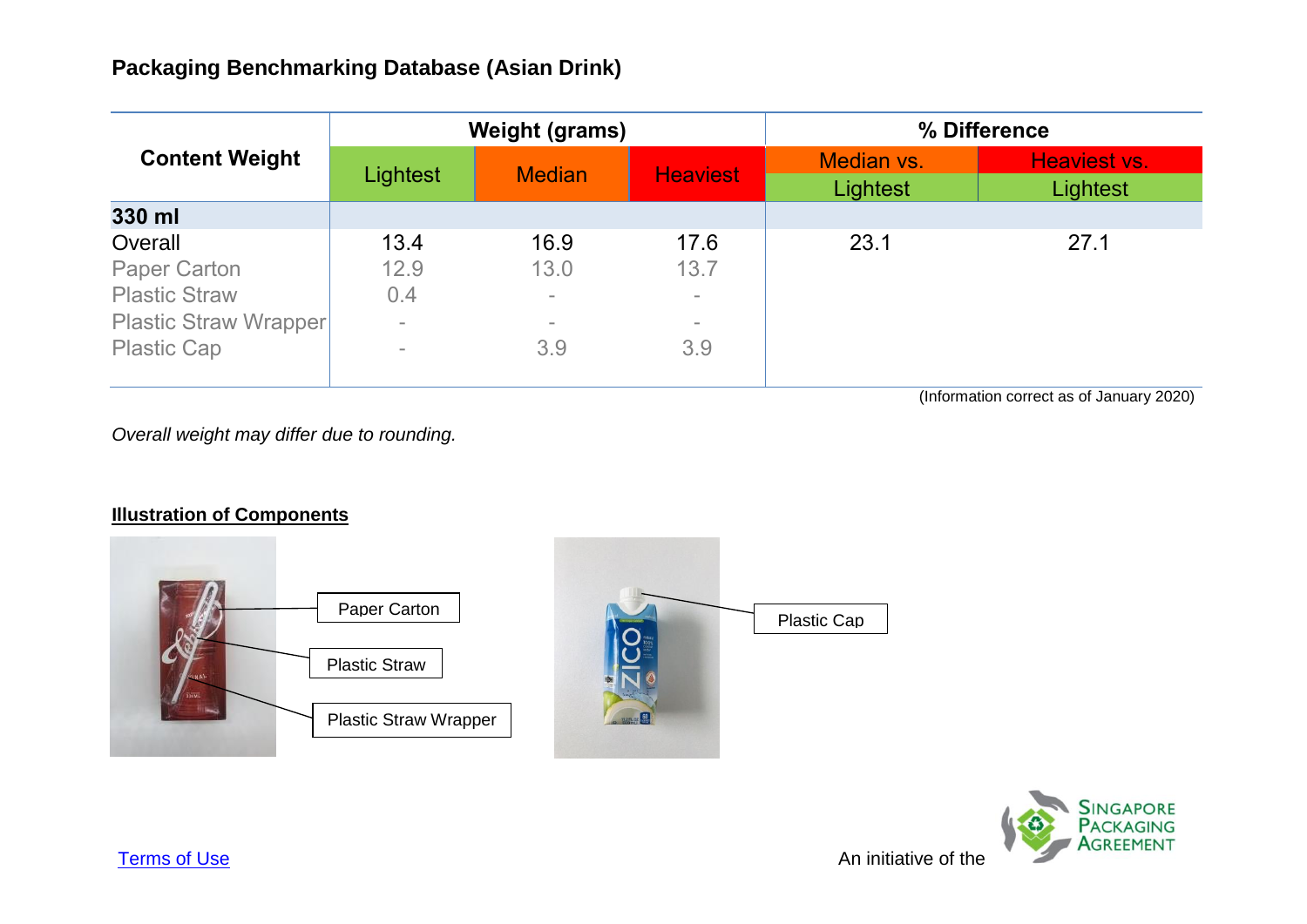## Packaging Benchmarking Database (Asian Drink)

| Content Weight | Weight (grams) | | | % Difference | |
|---|---|---|---|---|---|
| | Lightest | Median | Heaviest | Median vs. Lightest | Heaviest vs. Lightest |
| **330 ml** | | | | | |
| Overall | 13.4 | 16.9 | 17.6 | 23.1 | 27.1 |
| Paper Carton | 12.9 | 13.0 | 13.7 | | |
| Plastic Straw | 0.4 | - | - | | |
| Plastic Straw Wrapper | - | - | - | | |
| Plastic Cap | - | 3.9 | 3.9 | | |

(Information correct as of January 2020)

*Overall weight may differ due to rounding.*

**Illustration of Components**

Paper Carton

Plastic Straw

Plastic Straw Wrapper

Plastic Cap

Terms of Use

An initiative of the Singapore Packaging Agreement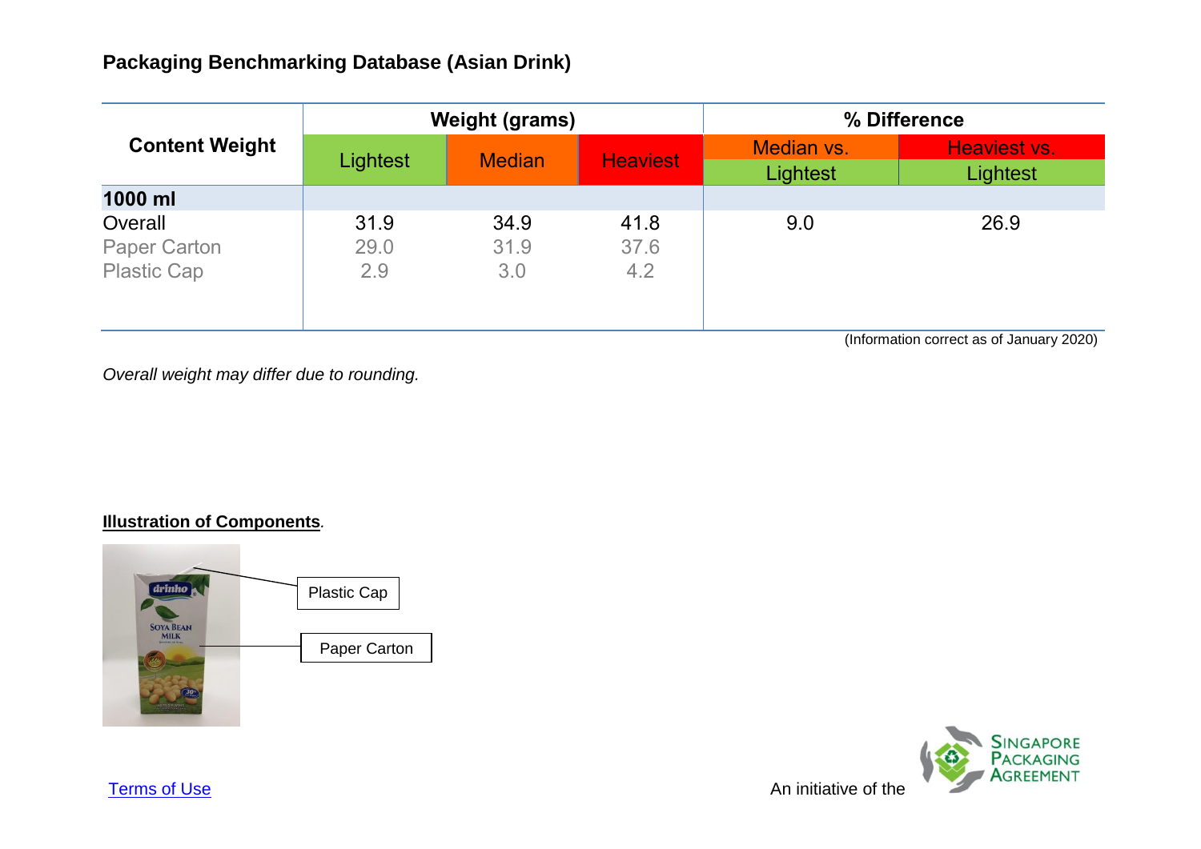## Packaging Benchmarking Database (Asian Drink)

| Content Weight | Weight (grams) | | | % Difference | |
|---|---|---|---|---|---|
| | Lightest | Median | Heaviest | Median vs. Lightest | Heaviest vs. Lightest |
| **1000 ml** | | | | | |
| Overall | 31.9 | 34.9 | 41.8 | 9.0 | 26.9 |
| Paper Carton | 29.0 | 31.9 | 37.6 | | |
| Plastic Cap | 2.9 | 3.0 | 4.2 | | |

(Information correct as of January 2020)

*Overall weight may differ due to rounding.*

**Illustration of Components**.

Plastic Cap

Paper Carton

Terms of Use

An initiative of the Singapore Packaging Agreement